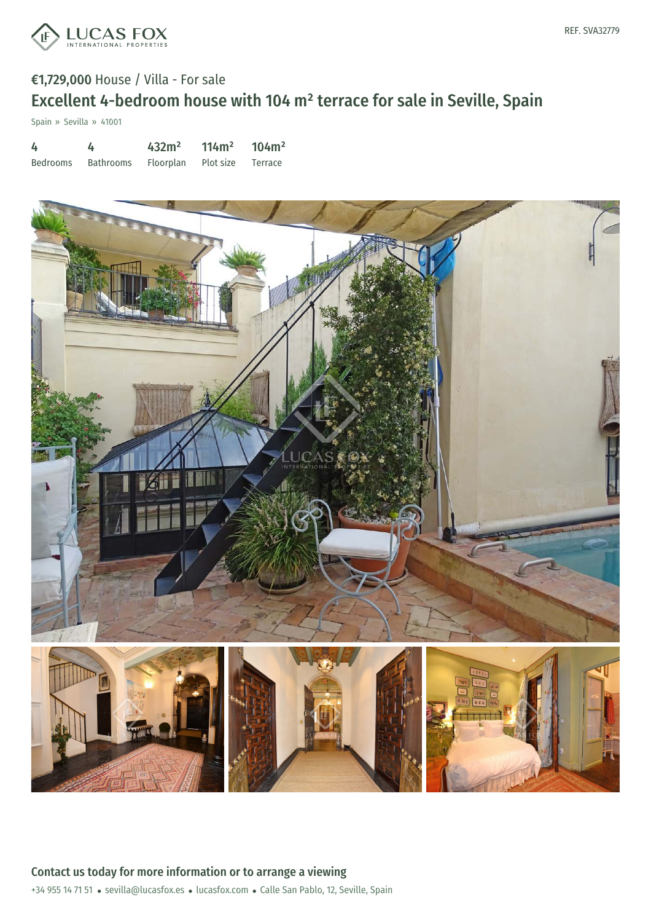REF. SVA32779

€1,729,000 House / Villa - For sale

# Excellent 4-bedroom house with 104 m² terrace for sale in Seville, Spain

Spain » Sevilla » 41001

| 4 | 4 | 432m² | 114m² | 104m² |
|---|---|---|---|---|
| Bedrooms | Bathrooms | Floorplan | Plot size | Terrace |

## Contact us today for more information or to arrange a viewing

+34 955 14 71 51 • sevilla@lucasfox.es • lucasfox.com • Calle San Pablo, 12, Seville, Spain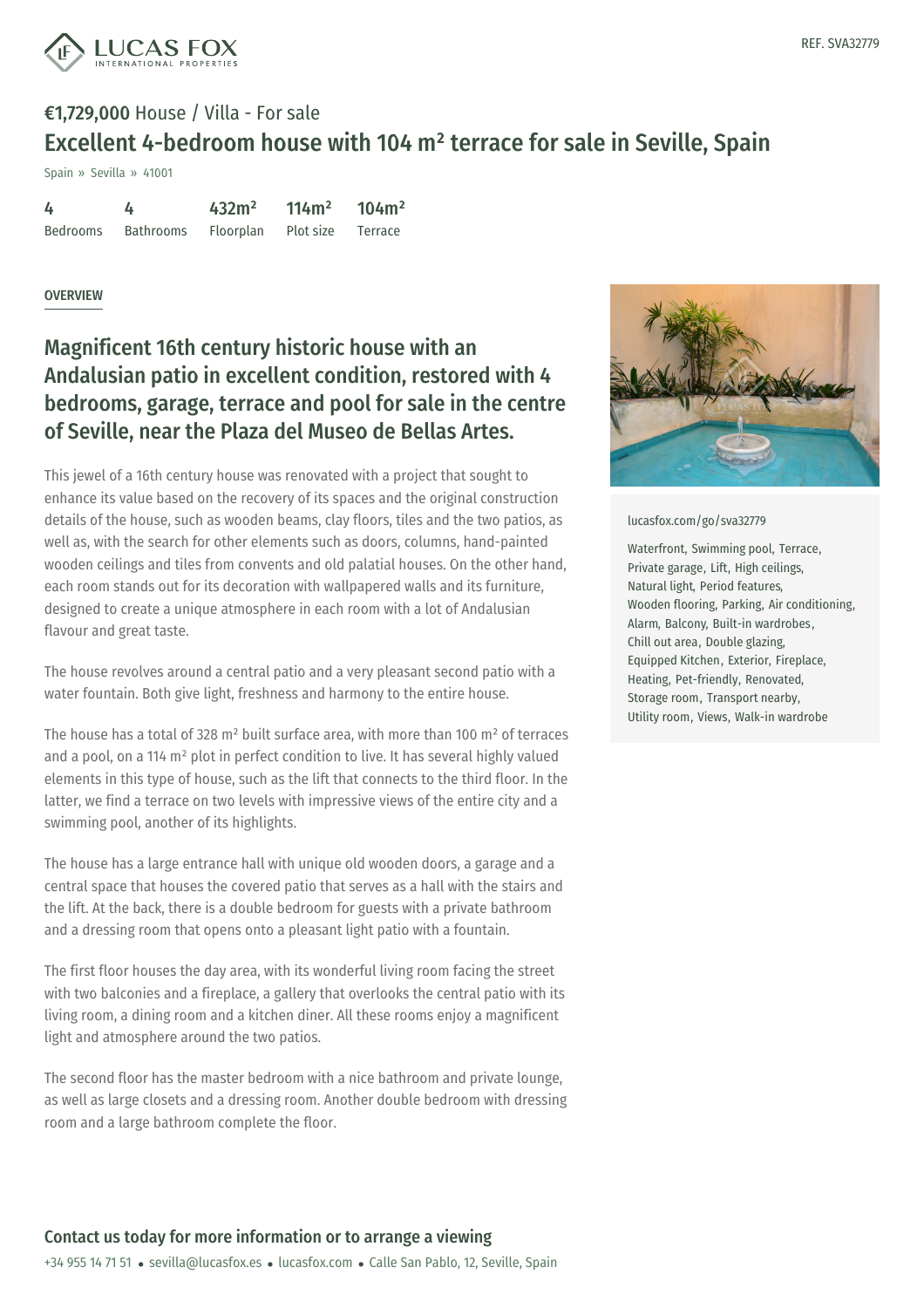REF. SVA32779

# €1,729,000 House / Villa - For sale

## Excellent 4-bedroom house with 104 m² terrace for sale in Seville, Spain

Spain » Sevilla » 41001

| 4 | 4 | 432m² | 114m² | 104m² |
|---|---|---|---|---|
| Bedrooms | Bathrooms | Floorplan | Plot size | Terrace |

OVERVIEW

### Magnificent 16th century historic house with an Andalusian patio in excellent condition, restored with 4 bedrooms, garage, terrace and pool for sale in the centre of Seville, near the Plaza del Museo de Bellas Artes.

This jewel of a 16th century house was renovated with a project that sought to enhance its value based on the recovery of its spaces and the original construction details of the house, such as wooden beams, clay floors, tiles and the two patios, as well as, with the search for other elements such as doors, columns, hand-painted wooden ceilings and tiles from convents and old palatial houses. On the other hand, each room stands out for its decoration with wallpapered walls and its furniture, designed to create a unique atmosphere in each room with a lot of Andalusian flavour and great taste.

The house revolves around a central patio and a very pleasant second patio with a water fountain. Both give light, freshness and harmony to the entire house.

The house has a total of 328 m² built surface area, with more than 100 m² of terraces and a pool, on a 114 m² plot in perfect condition to live. It has several highly valued elements in this type of house, such as the lift that connects to the third floor. In the latter, we find a terrace on two levels with impressive views of the entire city and a swimming pool, another of its highlights.

The house has a large entrance hall with unique old wooden doors, a garage and a central space that houses the covered patio that serves as a hall with the stairs and the lift. At the back, there is a double bedroom for guests with a private bathroom and a dressing room that opens onto a pleasant light patio with a fountain.

The first floor houses the day area, with its wonderful living room facing the street with two balconies and a fireplace, a gallery that overlooks the central patio with its living room, a dining room and a kitchen diner. All these rooms enjoy a magnificent light and atmosphere around the two patios.

The second floor has the master bedroom with a nice bathroom and private lounge, as well as large closets and a dressing room. Another double bedroom with dressing room and a large bathroom complete the floor.

lucasfox.com/go/sva32779

Waterfront, Swimming pool, Terrace, Private garage, Lift, High ceilings, Natural light, Period features, Wooden flooring, Parking, Air conditioning, Alarm, Balcony, Built-in wardrobes, Chill out area, Double glazing, Equipped Kitchen, Exterior, Fireplace, Heating, Pet-friendly, Renovated, Storage room, Transport nearby, Utility room, Views, Walk-in wardrobe

**Contact us today for more information or to arrange a viewing**

+34 955 14 71 51 • sevilla@lucasfox.es • lucasfox.com • Calle San Pablo, 12, Seville, Spain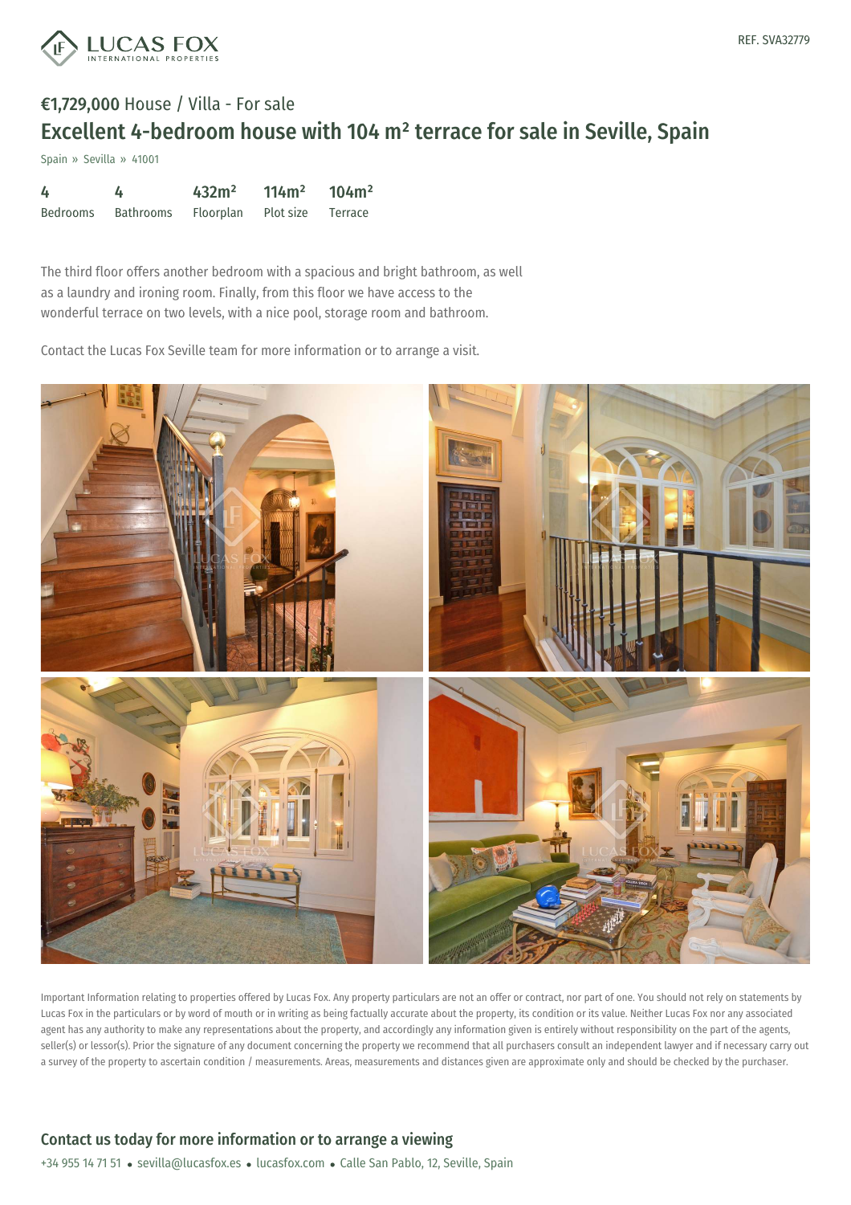REF. SVA32779

€1,729,000 House / Villa - For sale

# Excellent 4-bedroom house with 104 m² terrace for sale in Seville, Spain

Spain » Sevilla » 41001

| 4 | 4 | 432m² | 114m² | 104m² |
|---|---|---|---|---|
| Bedrooms | Bathrooms | Floorplan | Plot size | Terrace |

The third floor offers another bedroom with a spacious and bright bathroom, as well as a laundry and ironing room. Finally, from this floor we have access to the wonderful terrace on two levels, with a nice pool, storage room and bathroom.

Contact the Lucas Fox Seville team for more information or to arrange a visit.

Important Information relating to properties offered by Lucas Fox. Any property particulars are not an offer or contract, nor part of one. You should not rely on statements by Lucas Fox in the particulars or by word of mouth or in writing as being factually accurate about the property, its condition or its value. Neither Lucas Fox nor any associated agent has any authority to make any representations about the property, and accordingly any information given is entirely without responsibility on the part of the agents, seller(s) or lessor(s). Prior the signature of any document concerning the property we recommend that all purchasers consult an independent lawyer and if necessary carry out a survey of the property to ascertain condition / measurements. Areas, measurements and distances given are approximate only and should be checked by the purchaser.

## Contact us today for more information or to arrange a viewing

+34 955 14 71 51 • sevilla@lucasfox.es • lucasfox.com • Calle San Pablo, 12, Seville, Spain